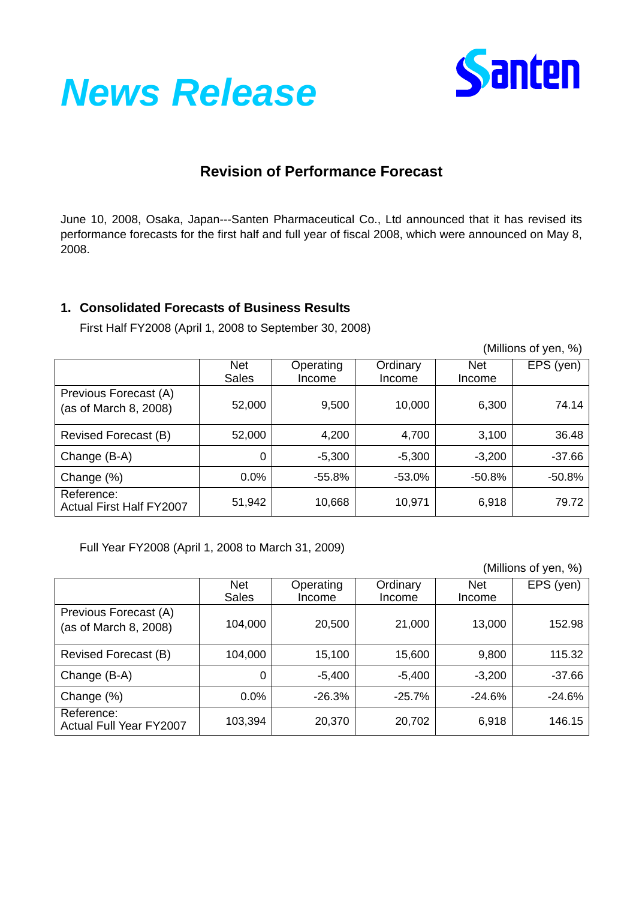# News Release

Santen

## Revision of Performance Forecast

June 10, 2008, Osaka, Japan---Santen Pharmaceutical Co., Ltd announced that it has revised its performance forecasts for the first half and full year of fiscal 2008, which were announced on May 8, 2008.

### 1. Consolidated Forecasts of Business Results

First Half FY2008 (April 1, 2008 to September 30, 2008)

(Millions of yen, %)

| | Net Sales | Operating Income | Ordinary Income | Net Income | EPS (yen) |
|---|---|---|---|---|---|
| Previous Forecast (A) (as of March 8, 2008) | 52,000 | 9,500 | 10,000 | 6,300 | 74.14 |
| Revised Forecast (B) | 52,000 | 4,200 | 4,700 | 3,100 | 36.48 |
| Change (B-A) | 0 | -5,300 | -5,300 | -3,200 | -37.66 |
| Change (%) | 0.0% | -55.8% | -53.0% | -50.8% | -50.8% |
| Reference: Actual First Half FY2007 | 51,942 | 10,668 | 10,971 | 6,918 | 79.72 |

Full Year FY2008 (April 1, 2008 to March 31, 2009)

(Millions of yen, %)

| | Net Sales | Operating Income | Ordinary Income | Net Income | EPS (yen) |
|---|---|---|---|---|---|
| Previous Forecast (A) (as of March 8, 2008) | 104,000 | 20,500 | 21,000 | 13,000 | 152.98 |
| Revised Forecast (B) | 104,000 | 15,100 | 15,600 | 9,800 | 115.32 |
| Change (B-A) | 0 | -5,400 | -5,400 | -3,200 | -37.66 |
| Change (%) | 0.0% | -26.3% | -25.7% | -24.6% | -24.6% |
| Reference: Actual Full Year FY2007 | 103,394 | 20,370 | 20,702 | 6,918 | 146.15 |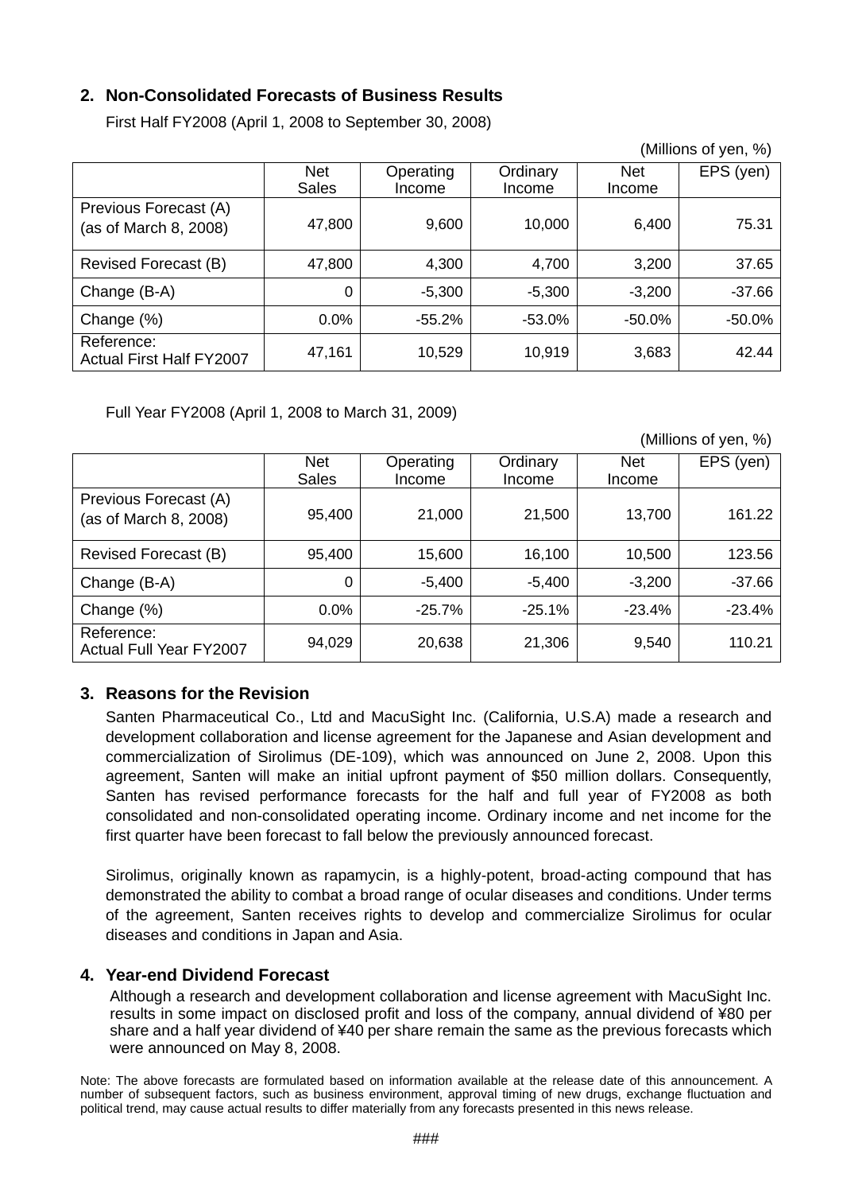## 2. Non-Consolidated Forecasts of Business Results

First Half FY2008 (April 1, 2008 to September 30, 2008)

(Millions of yen, %)

| | Net Sales | Operating Income | Ordinary Income | Net Income | EPS (yen) |
|---|---|---|---|---|---|
| Previous Forecast (A) (as of March 8, 2008) | 47,800 | 9,600 | 10,000 | 6,400 | 75.31 |
| Revised Forecast (B) | 47,800 | 4,300 | 4,700 | 3,200 | 37.65 |
| Change (B-A) | 0 | -5,300 | -5,300 | -3,200 | -37.66 |
| Change (%) | 0.0% | -55.2% | -53.0% | -50.0% | -50.0% |
| Reference: Actual First Half FY2007 | 47,161 | 10,529 | 10,919 | 3,683 | 42.44 |

Full Year FY2008 (April 1, 2008 to March 31, 2009)

(Millions of yen, %)

| | Net Sales | Operating Income | Ordinary Income | Net Income | EPS (yen) |
|---|---|---|---|---|---|
| Previous Forecast (A) (as of March 8, 2008) | 95,400 | 21,000 | 21,500 | 13,700 | 161.22 |
| Revised Forecast (B) | 95,400 | 15,600 | 16,100 | 10,500 | 123.56 |
| Change (B-A) | 0 | -5,400 | -5,400 | -3,200 | -37.66 |
| Change (%) | 0.0% | -25.7% | -25.1% | -23.4% | -23.4% |
| Reference: Actual Full Year FY2007 | 94,029 | 20,638 | 21,306 | 9,540 | 110.21 |

## 3. Reasons for the Revision

Santen Pharmaceutical Co., Ltd and MacuSight Inc. (California, U.S.A) made a research and development collaboration and license agreement for the Japanese and Asian development and commercialization of Sirolimus (DE-109), which was announced on June 2, 2008. Upon this agreement, Santen will make an initial upfront payment of $50 million dollars. Consequently, Santen has revised performance forecasts for the half and full year of FY2008 as both consolidated and non-consolidated operating income. Ordinary income and net income for the first quarter have been forecast to fall below the previously announced forecast.

Sirolimus, originally known as rapamycin, is a highly-potent, broad-acting compound that has demonstrated the ability to combat a broad range of ocular diseases and conditions. Under terms of the agreement, Santen receives rights to develop and commercialize Sirolimus for ocular diseases and conditions in Japan and Asia.

## 4. Year-end Dividend Forecast

Although a research and development collaboration and license agreement with MacuSight Inc. results in some impact on disclosed profit and loss of the company, annual dividend of ¥80 per share and a half year dividend of ¥40 per share remain the same as the previous forecasts which were announced on May 8, 2008.

Note: The above forecasts are formulated based on information available at the release date of this announcement. A number of subsequent factors, such as business environment, approval timing of new drugs, exchange fluctuation and political trend, may cause actual results to differ materially from any forecasts presented in this news release.

###